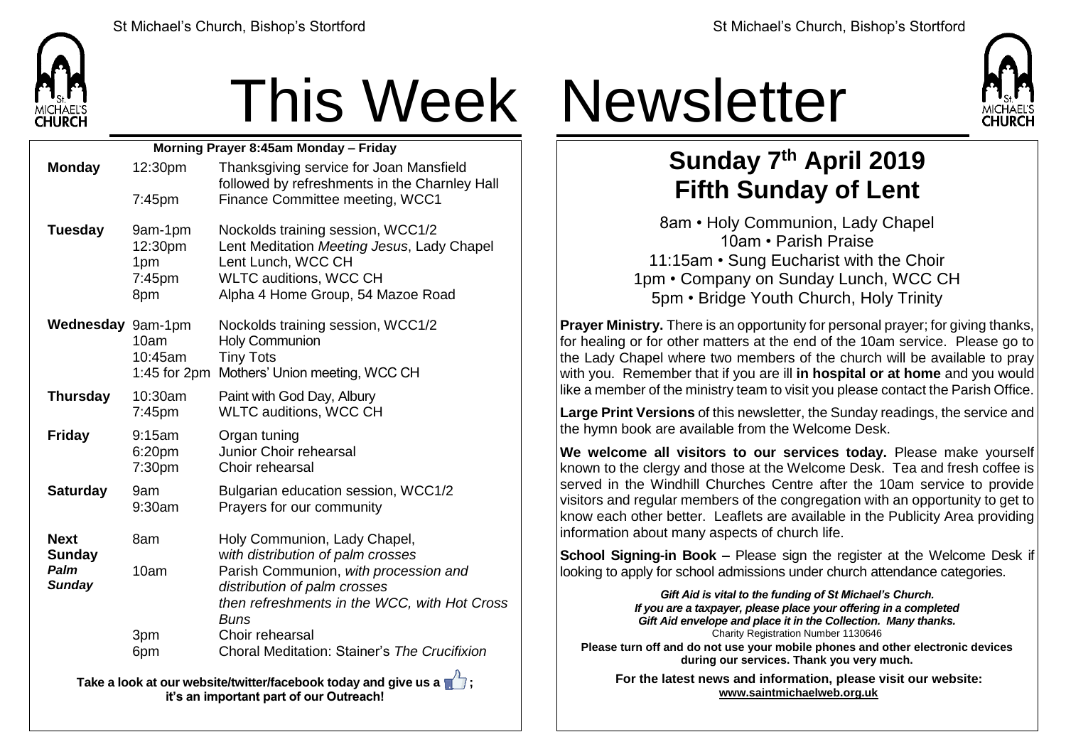# This Week Newsletter

**Morning Prayer 8:45am Monday – Friday**

| Day | Time | Event |
|---|---|---|
| **Monday** | 12:30pm | Thanksgiving service for Joan Mansfield followed by refreshments in the Charnley Hall |
| | 7:45pm | Finance Committee meeting, WCC1 |
| **Tuesday** | 9am-1pm | Nockolds training session, WCC1/2 |
| | 12:30pm | Lent Meditation *Meeting Jesus*, Lady Chapel |
| | 1pm | Lent Lunch, WCC CH |
| | 7:45pm | WLTC auditions, WCC CH |
| | 8pm | Alpha 4 Home Group, 54 Mazoe Road |
| **Wednesday** | 9am-1pm | Nockolds training session, WCC1/2 |
| | 10am | Holy Communion |
| | 10:45am | Tiny Tots |
| | 1:45 for 2pm | Mothers' Union meeting, WCC CH |
| **Thursday** | 10:30am | Paint with God Day, Albury |
| | 7:45pm | WLTC auditions, WCC CH |
| **Friday** | 9:15am | Organ tuning |
| | 6:20pm | Junior Choir rehearsal |
| | 7:30pm | Choir rehearsal |
| **Saturday** | 9am | Bulgarian education session, WCC1/2 |
| | 9:30am | Prayers for our community |
| **Next Sunday** ***Palm Sunday*** | 8am | Holy Communion, Lady Chapel, *with distribution of palm crosses* |
| | 10am | Parish Communion, *with procession and distribution of palm crosses then refreshments in the WCC, with Hot Cross Buns* |
| | 3pm | Choir rehearsal |
| | 6pm | Choral Meditation: Stainer's *The Crucifixion* |

**Take a look at our website/twitter/facebook today and give us a 👍; it's an important part of our Outreach!**

## Sunday 7th April 2019
## Fifth Sunday of Lent

8am • Holy Communion, Lady Chapel
10am • Parish Praise
11:15am • Sung Eucharist with the Choir
1pm • Company on Sunday Lunch, WCC CH
5pm • Bridge Youth Church, Holy Trinity

**Prayer Ministry.** There is an opportunity for personal prayer; for giving thanks, for healing or for other matters at the end of the 10am service. Please go to the Lady Chapel where two members of the church will be available to pray with you. Remember that if you are ill **in hospital or at home** and you would like a member of the ministry team to visit you please contact the Parish Office.

**Large Print Versions** of this newsletter, the Sunday readings, the service and the hymn book are available from the Welcome Desk.

**We welcome all visitors to our services today.** Please make yourself known to the clergy and those at the Welcome Desk. Tea and fresh coffee is served in the Windhill Churches Centre after the 10am service to provide visitors and regular members of the congregation with an opportunity to get to know each other better. Leaflets are available in the Publicity Area providing information about many aspects of church life.

**School Signing-in Book –** Please sign the register at the Welcome Desk if looking to apply for school admissions under church attendance categories.

***Gift Aid is vital to the funding of St Michael's Church. If you are a taxpayer, please place your offering in a completed Gift Aid envelope and place it in the Collection. Many thanks.***
Charity Registration Number 1130646

**Please turn off and do not use your mobile phones and other electronic devices during our services. Thank you very much.**

**For the latest news and information, please visit our website: www.saintmichaelweb.org.uk**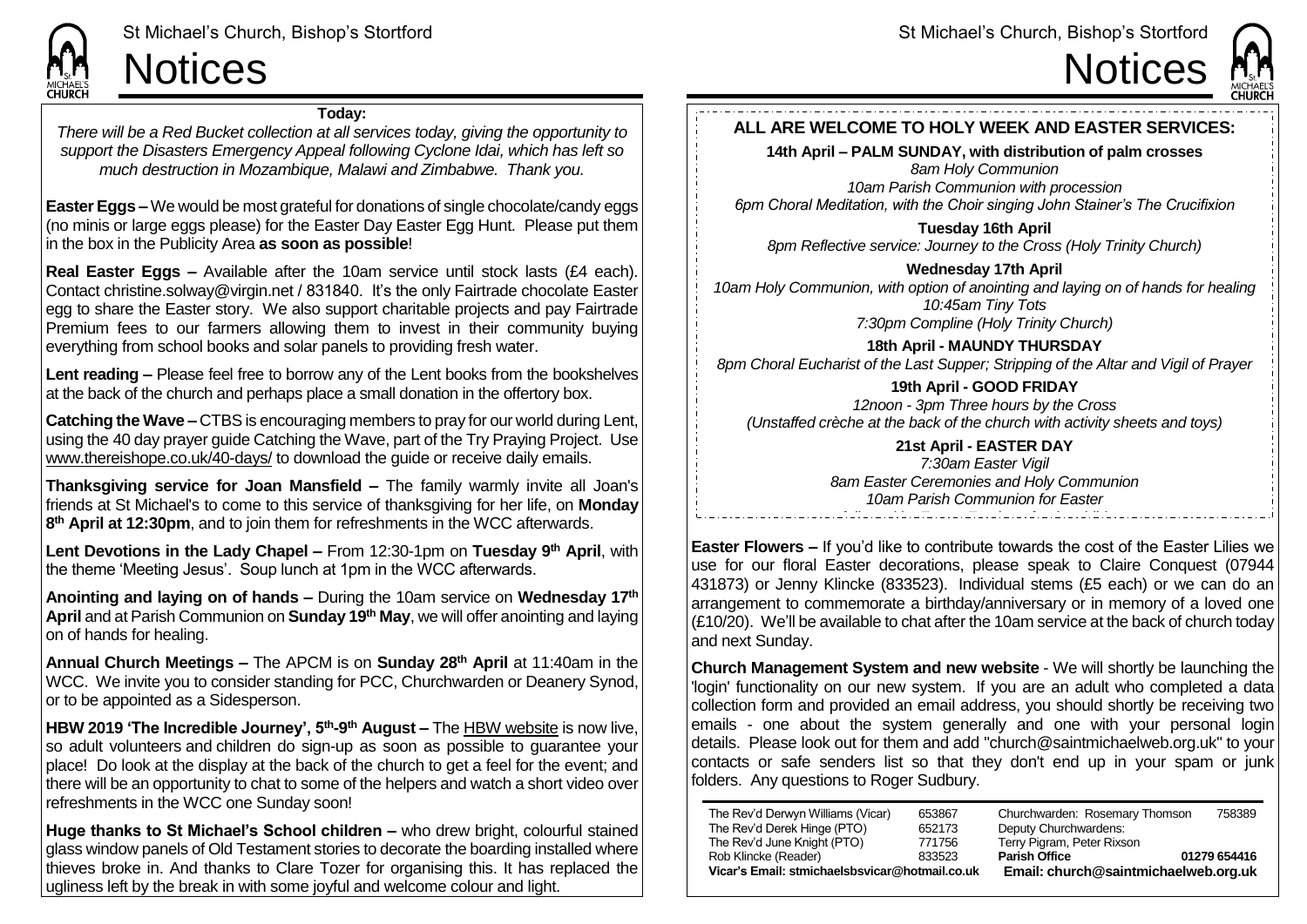# Notices

**Today:**

*There will be a Red Bucket collection at all services today, giving the opportunity to support the Disasters Emergency Appeal following Cyclone Idai, which has left so much destruction in Mozambique, Malawi and Zimbabwe. Thank you.*

**Easter Eggs –** We would be most grateful for donations of single chocolate/candy eggs (no minis or large eggs please) for the Easter Day Easter Egg Hunt. Please put them in the box in the Publicity Area **as soon as possible**!

**Real Easter Eggs –** Available after the 10am service until stock lasts (£4 each). Contact christine.solway@virgin.net / 831840. It's the only Fairtrade chocolate Easter egg to share the Easter story. We also support charitable projects and pay Fairtrade Premium fees to our farmers allowing them to invest in their community buying everything from school books and solar panels to providing fresh water.

**Lent reading –** Please feel free to borrow any of the Lent books from the bookshelves at the back of the church and perhaps place a small donation in the offertory box.

**Catching the Wave –** CTBS is encouraging members to pray for our world during Lent, using the 40 day prayer guide Catching the Wave, part of the Try Praying Project. Use www.thereishope.co.uk/40-days/ to download the guide or receive daily emails.

**Thanksgiving service for Joan Mansfield –** The family warmly invite all Joan's friends at St Michael's to come to this service of thanksgiving for her life, on **Monday 8th April at 12:30pm**, and to join them for refreshments in the WCC afterwards.

**Lent Devotions in the Lady Chapel –** From 12:30-1pm on **Tuesday 9th April**, with the theme 'Meeting Jesus'. Soup lunch at 1pm in the WCC afterwards.

**Anointing and laying on of hands –** During the 10am service on **Wednesday 17th April** and at Parish Communion on **Sunday 19th May**, we will offer anointing and laying on of hands for healing.

**Annual Church Meetings –** The APCM is on **Sunday 28th April** at 11:40am in the WCC. We invite you to consider standing for PCC, Churchwarden or Deanery Synod, or to be appointed as a Sidesperson.

**HBW 2019 'The Incredible Journey', 5th-9th August –** The HBW website is now live, so adult volunteers and children do sign-up as soon as possible to guarantee your place! Do look at the display at the back of the church to get a feel for the event; and there will be an opportunity to chat to some of the helpers and watch a short video over refreshments in the WCC one Sunday soon!

**Huge thanks to St Michael's School children –** who drew bright, colourful stained glass window panels of Old Testament stories to decorate the boarding installed where thieves broke in. And thanks to Clare Tozer for organising this. It has replaced the ugliness left by the break in with some joyful and welcome colour and light.

## ALL ARE WELCOME TO HOLY WEEK AND EASTER SERVICES:

**14th April – PALM SUNDAY, with distribution of palm crosses**

*8am Holy Communion*

*10am Parish Communion with procession*

*6pm Choral Meditation, with the Choir singing John Stainer's The Crucifixion*

**Tuesday 16th April**

*8pm Reflective service: Journey to the Cross (Holy Trinity Church)*

**Wednesday 17th April**

*10am Holy Communion, with option of anointing and laying on of hands for healing*

*10:45am Tiny Tots*

*7:30pm Compline (Holy Trinity Church)*

**18th April - MAUNDY THURSDAY**

*8pm Choral Eucharist of the Last Supper; Stripping of the Altar and Vigil of Prayer*

**19th April - GOOD FRIDAY**

*12noon - 3pm Three hours by the Cross*

*(Unstaffed crèche at the back of the church with activity sheets and toys)*

**21st April - EASTER DAY**

*7:30am Easter Vigil*

*8am Easter Ceremonies and Holy Communion*

*10am Parish Communion for Easter*

**Easter Flowers –** If you'd like to contribute towards the cost of the Easter Lilies we use for our floral Easter decorations, please speak to Claire Conquest (07944 431873) or Jenny Klincke (833523). Individual stems (£5 each) or we can do an arrangement to commemorate a birthday/anniversary or in memory of a loved one (£10/20). We'll be available to chat after the 10am service at the back of church today and next Sunday.

**Church Management System and new website** - We will shortly be launching the 'login' functionality on our new system. If you are an adult who completed a data collection form and provided an email address, you should shortly be receiving two emails - one about the system generally and one with your personal login details. Please look out for them and add "church@saintmichaelweb.org.uk" to your contacts or safe senders list so that they don't end up in your spam or junk folders. Any questions to Roger Sudbury.

| | | | |
|---|---|---|---|
| The Rev'd Derwyn Williams (Vicar) | 653867 | Churchwarden: Rosemary Thomson | 758389 |
| The Rev'd Derek Hinge (PTO) | 652173 | Deputy Churchwardens: | |
| The Rev'd June Knight (PTO) | 771756 | Terry Pigram, Peter Rixson | |
| Rob Klincke (Reader) | 833523 | **Parish Office** | **01279 654416** |
| **Vicar's Email: stmichaelsbsvicar@hotmail.co.uk** | | **Email: church@saintmichaelweb.org.uk** | |